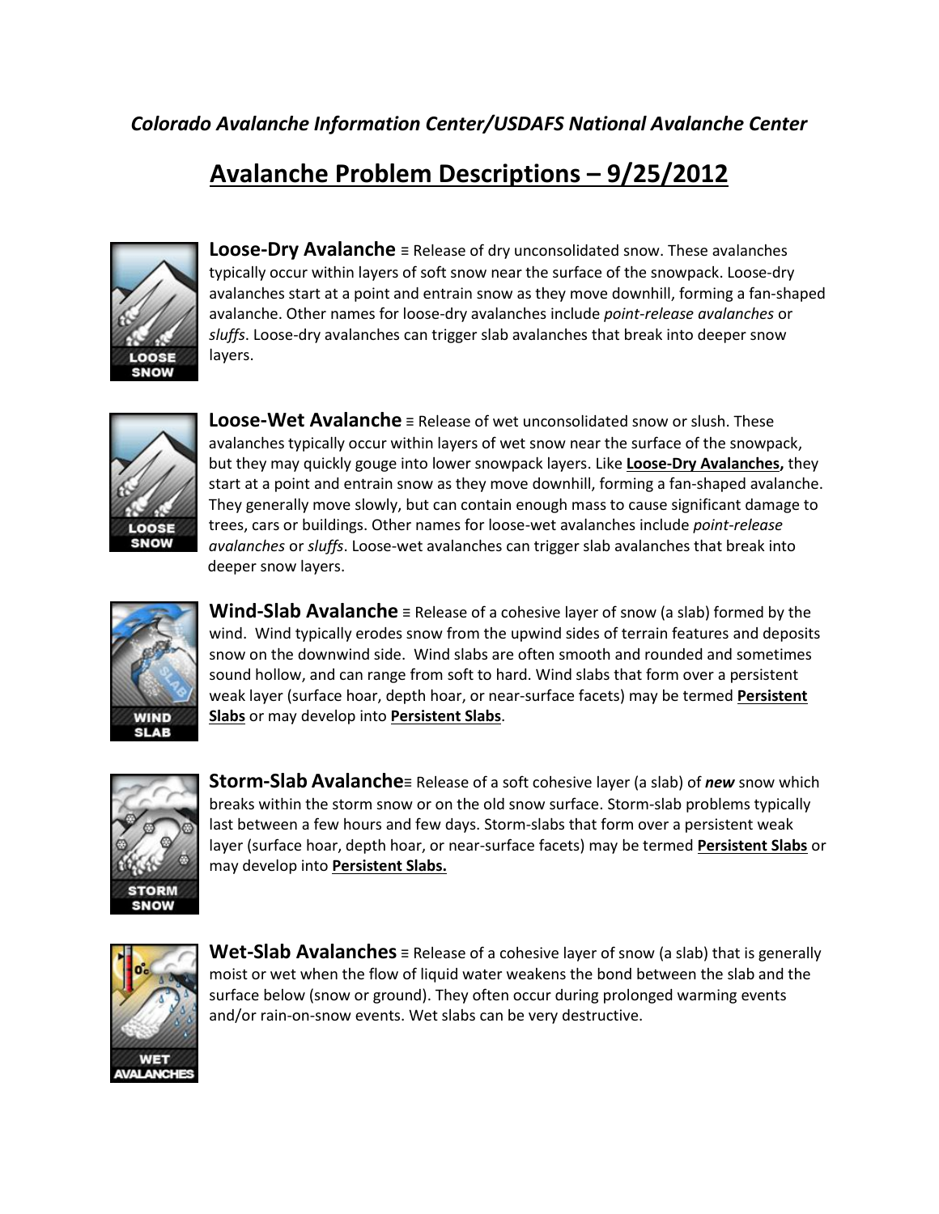*Colorado Avalanche Information Center/USDAFS National Avalanche Center*

# Avalanche Problem Descriptions – 9/25/2012

**Loose-Dry Avalanche** ≡ Release of dry unconsolidated snow. These avalanches typically occur within layers of soft snow near the surface of the snowpack. Loose-dry avalanches start at a point and entrain snow as they move downhill, forming a fan-shaped avalanche. Other names for loose-dry avalanches include *point-release avalanches* or *sluffs*. Loose-dry avalanches can trigger slab avalanches that break into deeper snow layers.

**Loose-Wet Avalanche** ≡ Release of wet unconsolidated snow or slush. These avalanches typically occur within layers of wet snow near the surface of the snowpack, but they may quickly gouge into lower snowpack layers. Like **Loose-Dry Avalanches,** they start at a point and entrain snow as they move downhill, forming a fan-shaped avalanche. They generally move slowly, but can contain enough mass to cause significant damage to trees, cars or buildings. Other names for loose-wet avalanches include *point-release avalanches* or *sluffs*. Loose-wet avalanches can trigger slab avalanches that break into deeper snow layers.

**Wind-Slab Avalanche** ≡ Release of a cohesive layer of snow (a slab) formed by the wind. Wind typically erodes snow from the upwind sides of terrain features and deposits snow on the downwind side. Wind slabs are often smooth and rounded and sometimes sound hollow, and can range from soft to hard. Wind slabs that form over a persistent weak layer (surface hoar, depth hoar, or near-surface facets) may be termed **Persistent Slabs** or may develop into **Persistent Slabs**.

**Storm-Slab Avalanche** ≡ Release of a soft cohesive layer (a slab) of ***new*** snow which breaks within the storm snow or on the old snow surface. Storm-slab problems typically last between a few hours and few days. Storm-slabs that form over a persistent weak layer (surface hoar, depth hoar, or near-surface facets) may be termed **Persistent Slabs** or may develop into **Persistent Slabs.**

**Wet-Slab Avalanches** ≡ Release of a cohesive layer of snow (a slab) that is generally moist or wet when the flow of liquid water weakens the bond between the slab and the surface below (snow or ground). They often occur during prolonged warming events and/or rain-on-snow events. Wet slabs can be very destructive.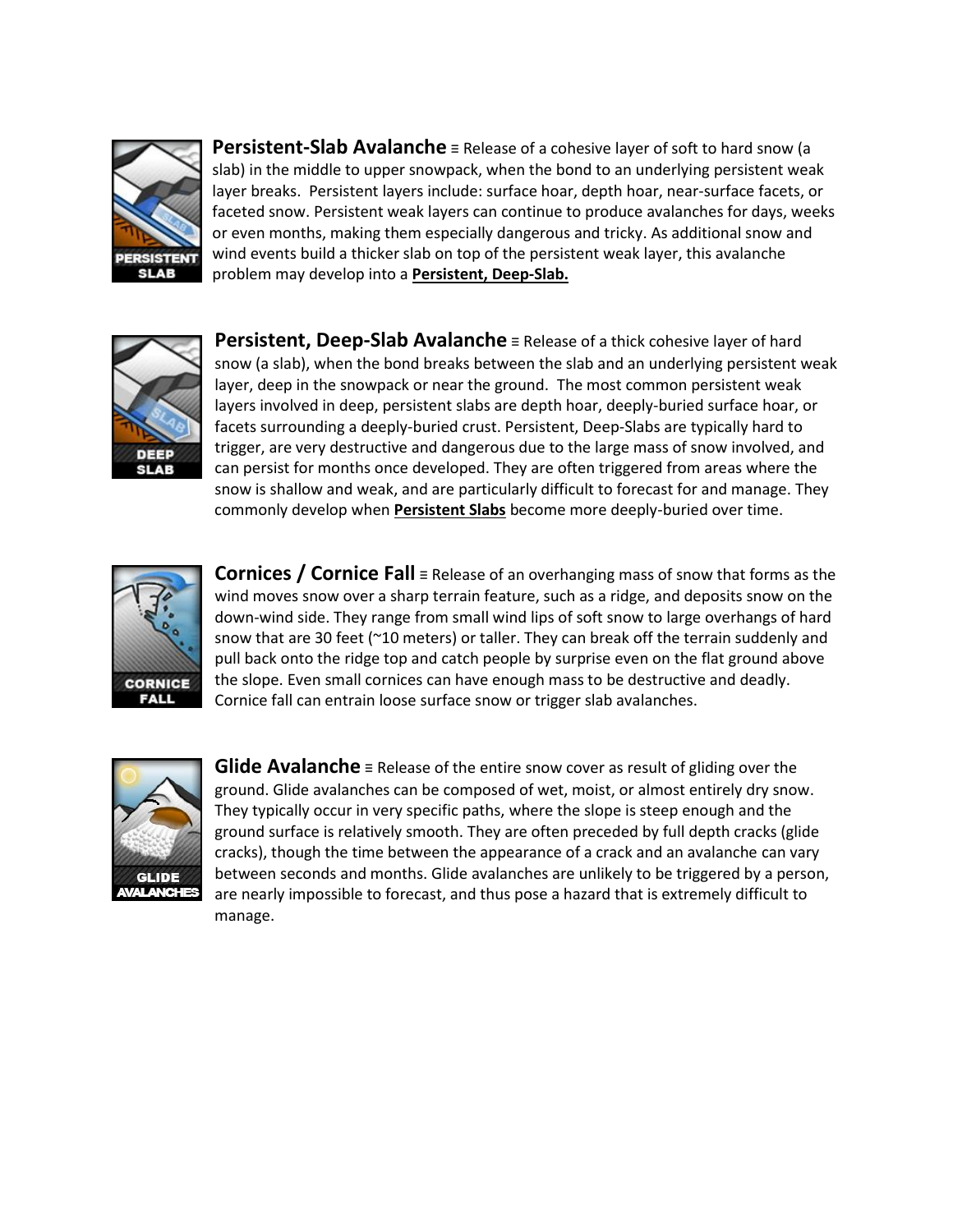**Persistent-Slab Avalanche** ≡ Release of a cohesive layer of soft to hard snow (a slab) in the middle to upper snowpack, when the bond to an underlying persistent weak layer breaks. Persistent layers include: surface hoar, depth hoar, near-surface facets, or faceted snow. Persistent weak layers can continue to produce avalanches for days, weeks or even months, making them especially dangerous and tricky. As additional snow and wind events build a thicker slab on top of the persistent weak layer, this avalanche problem may develop into a **Persistent, Deep-Slab.**

**Persistent, Deep-Slab Avalanche** ≡ Release of a thick cohesive layer of hard snow (a slab), when the bond breaks between the slab and an underlying persistent weak layer, deep in the snowpack or near the ground. The most common persistent weak layers involved in deep, persistent slabs are depth hoar, deeply-buried surface hoar, or facets surrounding a deeply-buried crust. Persistent, Deep-Slabs are typically hard to trigger, are very destructive and dangerous due to the large mass of snow involved, and can persist for months once developed. They are often triggered from areas where the snow is shallow and weak, and are particularly difficult to forecast for and manage. They commonly develop when **Persistent Slabs** become more deeply-buried over time.

**Cornices / Cornice Fall** ≡ Release of an overhanging mass of snow that forms as the wind moves snow over a sharp terrain feature, such as a ridge, and deposits snow on the down-wind side. They range from small wind lips of soft snow to large overhangs of hard snow that are 30 feet (~10 meters) or taller. They can break off the terrain suddenly and pull back onto the ridge top and catch people by surprise even on the flat ground above the slope. Even small cornices can have enough mass to be destructive and deadly. Cornice fall can entrain loose surface snow or trigger slab avalanches.

**Glide Avalanche** ≡ Release of the entire snow cover as result of gliding over the ground. Glide avalanches can be composed of wet, moist, or almost entirely dry snow. They typically occur in very specific paths, where the slope is steep enough and the ground surface is relatively smooth. They are often preceded by full depth cracks (glide cracks), though the time between the appearance of a crack and an avalanche can vary between seconds and months. Glide avalanches are unlikely to be triggered by a person, are nearly impossible to forecast, and thus pose a hazard that is extremely difficult to manage.